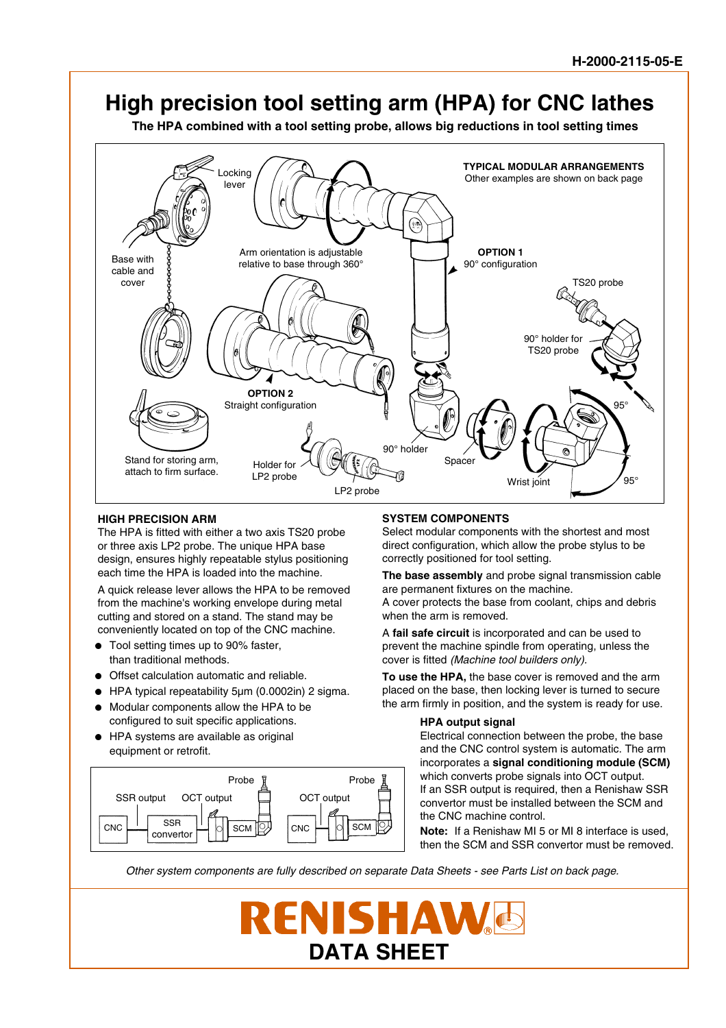H-2000-2115-05-E

# High precision tool setting arm (HPA) for CNC lathes

**The HPA combined with a tool setting probe, allows big reductions in tool setting times**

**TYPICAL MODULAR ARRANGEMENTS**
Other examples are shown on back page

Locking lever

Base with cable and cover

Arm orientation is adjustable relative to base through 360°

**OPTION 1**
90° configuration

TS20 probe

90° holder for TS20 probe

**OPTION 2**
Straight configuration

Stand for storing arm, attach to firm surface.

Holder for LP2 probe

LP2 probe

90° holder

Spacer

Wrist joint

95°

95°

## HIGH PRECISION ARM

The HPA is fitted with either a two axis TS20 probe or three axis LP2 probe. The unique HPA base design, ensures highly repeatable stylus positioning each time the HPA is loaded into the machine.

A quick release lever allows the HPA to be removed from the machine's working envelope during metal cutting and stored on a stand. The stand may be conveniently located on top of the CNC machine.

- Tool setting times up to 90% faster, than traditional methods.
- Offset calculation automatic and reliable.
- HPA typical repeatability 5μm (0.0002in) 2 sigma.
- Modular components allow the HPA to be configured to suit specific applications.
- HPA systems are available as original equipment or retrofit.

CNC — SSR convertor — SCM — Probe (SSR output, OCT output)

CNC — SCM — Probe (OCT output)

## SYSTEM COMPONENTS

Select modular components with the shortest and most direct configuration, which allow the probe stylus to be correctly positioned for tool setting.

**The base assembly** and probe signal transmission cable are permanent fixtures on the machine.
A cover protects the base from coolant, chips and debris when the arm is removed.

A **fail safe circuit** is incorporated and can be used to prevent the machine spindle from operating, unless the cover is fitted *(Machine tool builders only).*

**To use the HPA,** the base cover is removed and the arm placed on the base, then locking lever is turned to secure the arm firmly in position, and the system is ready for use.

### HPA output signal

Electrical connection between the probe, the base and the CNC control system is automatic. The arm incorporates a **signal conditioning module (SCM)** which converts probe signals into OCT output.
If an SSR output is required, then a Renishaw SSR convertor must be installed between the SCM and the CNC machine control.

**Note:** If a Renishaw MI 5 or MI 8 interface is used, then the SCM and SSR convertor must be removed.

*Other system components are fully described on separate Data Sheets - see Parts List on back page.*

**RENISHAW**
**DATA SHEET**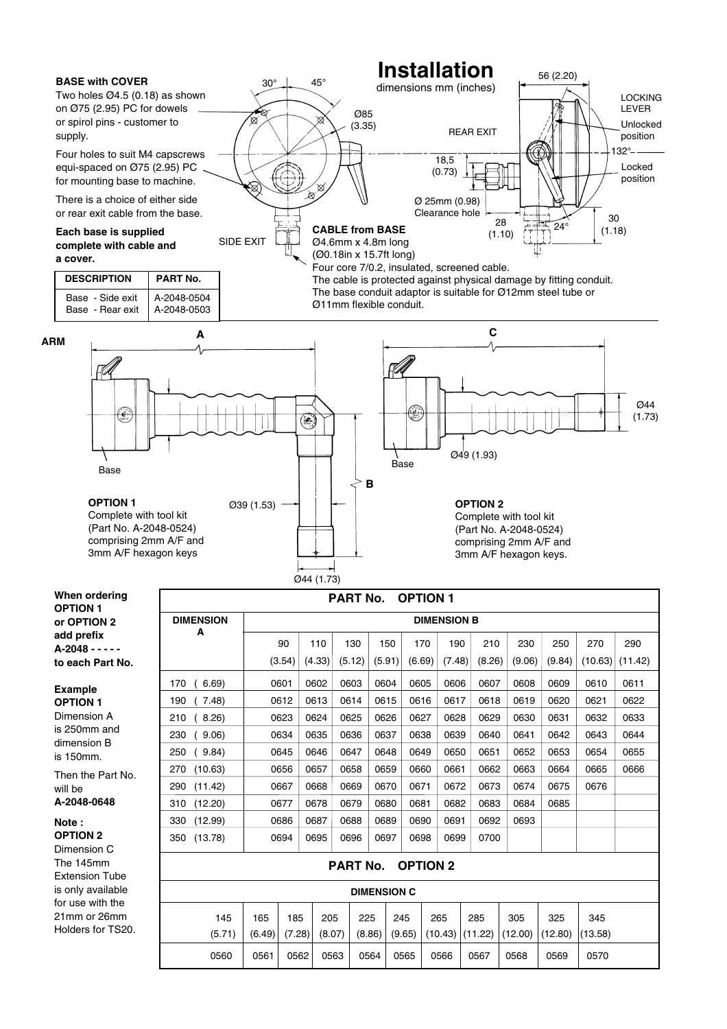# Installation

dimensions mm (inches)

## BASE with COVER

Two holes Ø4.5 (0.18) as shown on Ø75 (2.95) PC for dowels or spirol pins - customer to supply.

Four holes to suit M4 capscrews equi-spaced on Ø75 (2.95) PC for mounting base to machine.

There is a choice of either side or rear exit cable from the base.

**Each base is supplied complete with cable and a cover.**

| DESCRIPTION | PART No. |
|---|---|
| Base - Side exit | A-2048-0504 |
| Base - Rear exit | A-2048-0503 |

30° 45° Ø85 (3.35) SIDE EXIT REAR EXIT 56 (2.20) LOCKING LEVER Unlocked position 132° Locked position 18,5 (0.73) Ø 25mm (0.98) Clearance hole 28 (1.10) 24° 30 (1.18)

**CABLE from BASE**
Ø4.6mm x 4.8m long
(Ø0.18in x 15.7ft long)
Four core 7/0.2, insulated, screened cable.
The cable is protected against physical damage by fitting conduit.
The base conduit adaptor is suitable for Ø12mm steel tube or Ø11mm flexible conduit.

## ARM

A B C Base Ø39 (1.53) Ø44 (1.73) Ø49 (1.93) Ø44 (1.73)

**OPTION 1**
Complete with tool kit (Part No. A-2048-0524) comprising 2mm A/F and 3mm A/F hexagon keys

**OPTION 2**
Complete with tool kit (Part No. A-2048-0524) comprising 2mm A/F and 3mm A/F hexagon keys.

**When ordering OPTION 1 or OPTION 2 add prefix A-2048 - - - - - to each Part No.**

**Example OPTION 1**
Dimension A is 250mm and dimension B is 150mm.

Then the Part No. will be **A-2048-0648**

**Note : OPTION 2**
Dimension C
The 145mm Extension Tube is only available for use with the 21mm or 26mm Holders for TS20.

**PART No. OPTION 1**

| DIMENSION A | DIMENSION B | | | | | | | | | | |
|---|---|---|---|---|---|---|---|---|---|---|---|
| | 90 (3.54) | 110 (4.33) | 130 (5.12) | 150 (5.91) | 170 (6.69) | 190 (7.48) | 210 (8.26) | 230 (9.06) | 250 (9.84) | 270 (10.63) | 290 (11.42) |
| 170 ( 6.69) | 0601 | 0602 | 0603 | 0604 | 0605 | 0606 | 0607 | 0608 | 0609 | 0610 | 0611 |
| 190 ( 7.48) | 0612 | 0613 | 0614 | 0615 | 0616 | 0617 | 0618 | 0619 | 0620 | 0621 | 0622 |
| 210 ( 8.26) | 0623 | 0624 | 0625 | 0626 | 0627 | 0628 | 0629 | 0630 | 0631 | 0632 | 0633 |
| 230 ( 9.06) | 0634 | 0635 | 0636 | 0637 | 0638 | 0639 | 0640 | 0641 | 0642 | 0643 | 0644 |
| 250 ( 9.84) | 0645 | 0646 | 0647 | 0648 | 0649 | 0650 | 0651 | 0652 | 0653 | 0654 | 0655 |
| 270 (10.63) | 0656 | 0657 | 0658 | 0659 | 0660 | 0661 | 0662 | 0663 | 0664 | 0665 | 0666 |
| 290 (11.42) | 0667 | 0668 | 0669 | 0670 | 0671 | 0672 | 0673 | 0674 | 0675 | 0676 | |
| 310 (12.20) | 0677 | 0678 | 0679 | 0680 | 0681 | 0682 | 0683 | 0684 | 0685 | | |
| 330 (12.99) | 0686 | 0687 | 0688 | 0689 | 0690 | 0691 | 0692 | 0693 | | | |
| 350 (13.78) | 0694 | 0695 | 0696 | 0697 | 0698 | 0699 | 0700 | | | | |

**PART No. OPTION 2**

| DIMENSION C | | | | | | | | | | |
|---|---|---|---|---|---|---|---|---|---|---|
| 145 (5.71) | 165 (6.49) | 185 (7.28) | 205 (8.07) | 225 (8.86) | 245 (9.65) | 265 (10.43) | 285 (11.22) | 305 (12.00) | 325 (12.80) | 345 (13.58) |
| 0560 | 0561 | 0562 | 0563 | 0564 | 0565 | 0566 | 0567 | 0568 | 0569 | 0570 |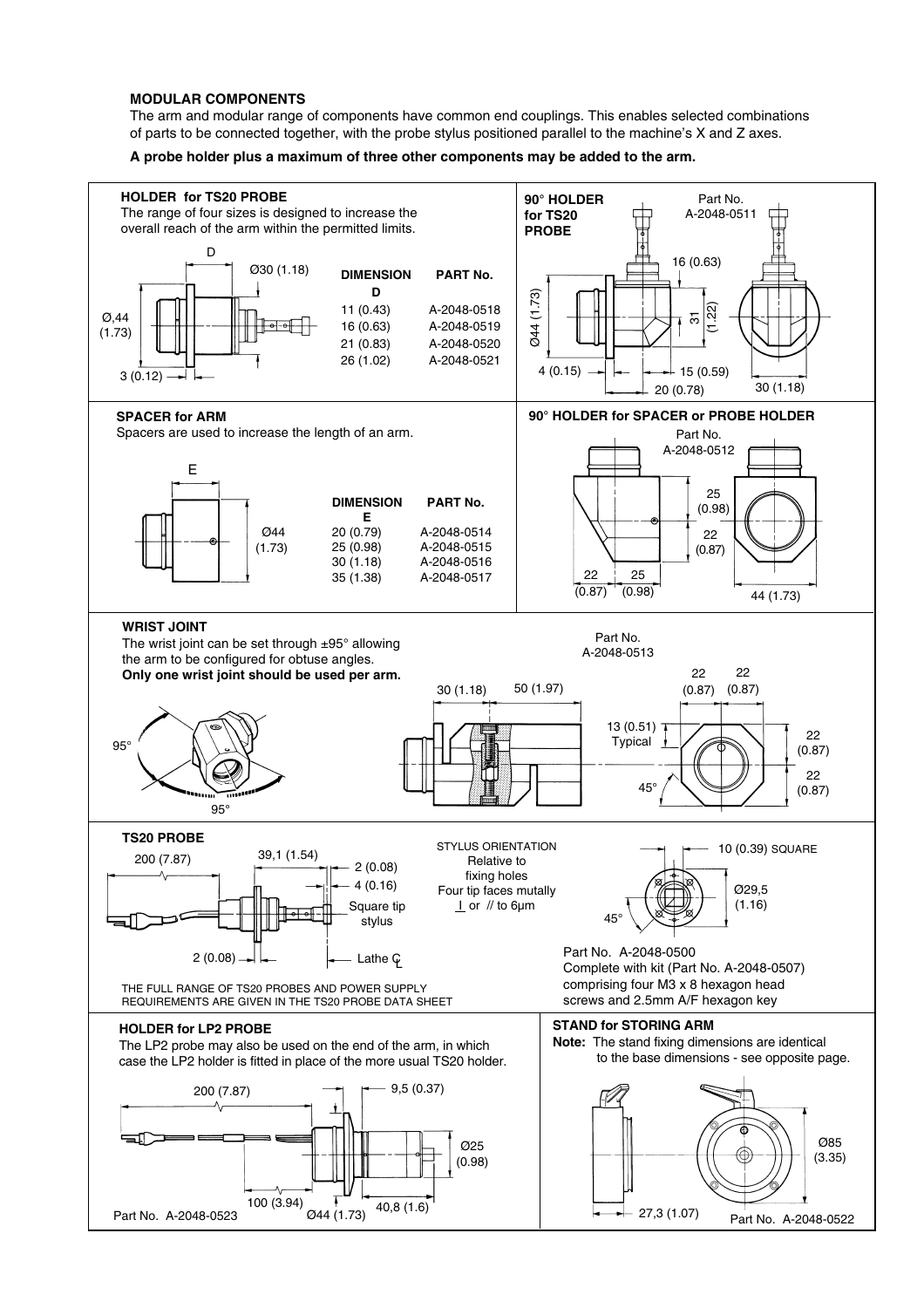### MODULAR COMPONENTS

The arm and modular range of components have common end couplings. This enables selected combinations of parts to be connected together, with the probe stylus positioned parallel to the machine's X and Z axes.

**A probe holder plus a maximum of three other components may be added to the arm.**

#### HOLDER for TS20 PROBE

The range of four sizes is designed to increase the overall reach of the arm within the permitted limits.

D

Ø30 (1.18)

Ø,44 (1.73)

3 (0.12)

| DIMENSION D | PART No. |
|---|---|
| 11 (0.43) | A-2048-0518 |
| 16 (0.63) | A-2048-0519 |
| 21 (0.83) | A-2048-0520 |
| 26 (1.02) | A-2048-0521 |

#### 90° HOLDER for TS20 PROBE

Part No. A-2048-0511

16 (0.63)

Ø44 (1.73)

31 (1.22)

4 (0.15)

15 (0.59)

20 (0.78)

30 (1.18)

#### SPACER for ARM

Spacers are used to increase the length of an arm.

E

Ø44 (1.73)

| DIMENSION E | PART No. |
|---|---|
| 20 (0.79) | A-2048-0514 |
| 25 (0.98) | A-2048-0515 |
| 30 (1.18) | A-2048-0516 |
| 35 (1.38) | A-2048-0517 |

#### 90° HOLDER for SPACER or PROBE HOLDER

Part No. A-2048-0512

25 (0.98)

22 (0.87)

22 (0.87)

25 (0.98)

44 (1.73)

#### WRIST JOINT

The wrist joint can be set through ±95° allowing the arm to be configured for obtuse angles.

**Only one wrist joint should be used per arm.**

95°

95°

Part No. A-2048-0513

30 (1.18)

50 (1.97)

22 (0.87)

22 (0.87)

13 (0.51) Typical

22 (0.87)

22 (0.87)

45°

#### TS20 PROBE

200 (7.87)

39,1 (1.54)

2 (0.08)

4 (0.16)

Square tip stylus

2 (0.08)

Lathe ℄

STYLUS ORIENTATION Relative to fixing holes Four tip faces mutally ⊥ or // to 6µm

10 (0.39) SQUARE

Ø29,5 (1.16)

45°

Part No. A-2048-0500
Complete with kit (Part No. A-2048-0507) comprising four M3 x 8 hexagon head screws and 2.5mm A/F hexagon key

THE FULL RANGE OF TS20 PROBES AND POWER SUPPLY REQUIREMENTS ARE GIVEN IN THE TS20 PROBE DATA SHEET

#### HOLDER for LP2 PROBE

The LP2 probe may also be used on the end of the arm, in which case the LP2 holder is fitted in place of the more usual TS20 holder.

200 (7.87)

9,5 (0.37)

Ø25 (0.98)

100 (3.94)

Ø44 (1.73)

40,8 (1.6)

Part No. A-2048-0523

#### STAND for STORING ARM

**Note:** The stand fixing dimensions are identical to the base dimensions - see opposite page.

Ø85 (3.35)

27,3 (1.07)

Part No. A-2048-0522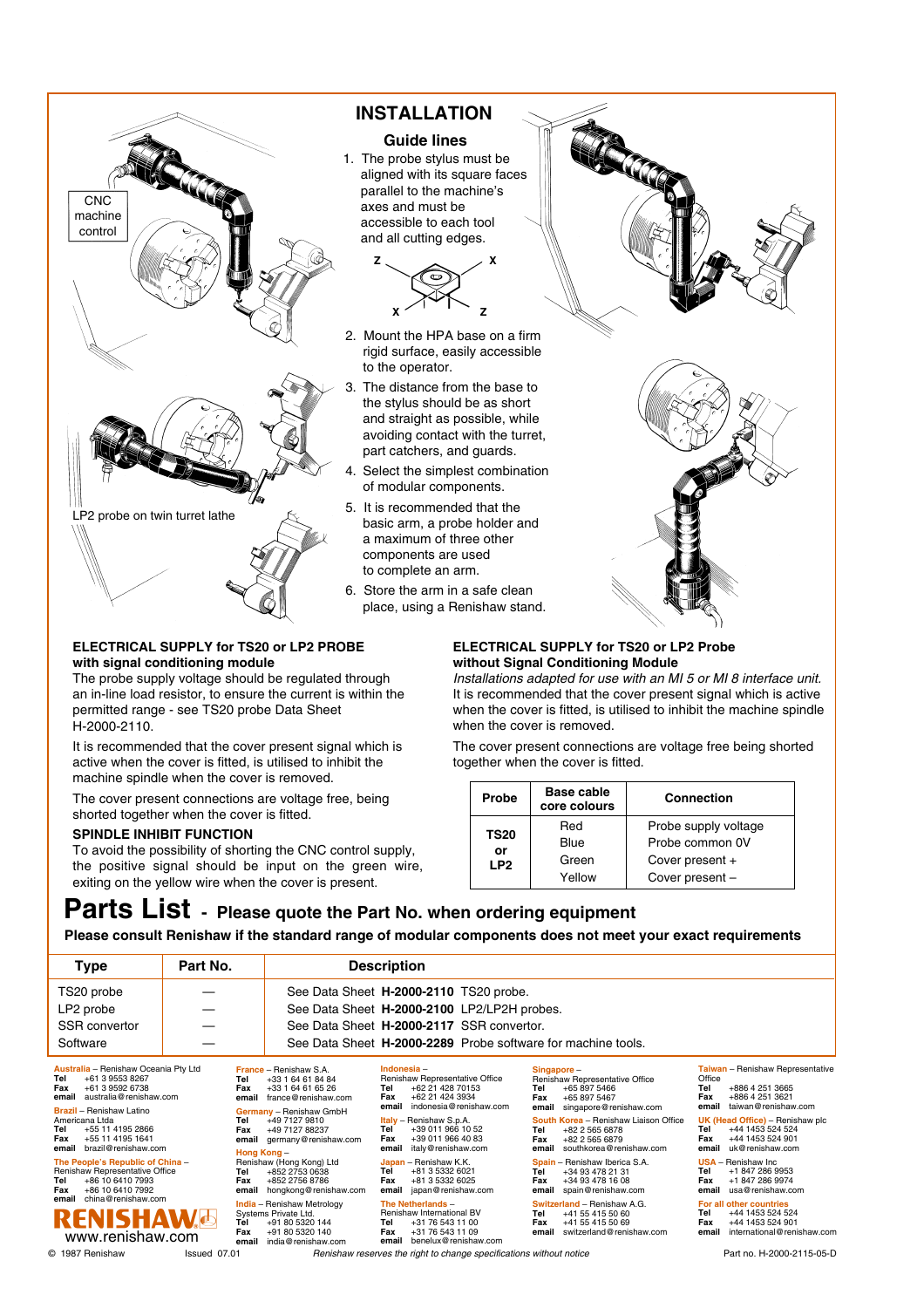CNC machine control

LP2 probe on twin turret lathe

# INSTALLATION

## Guide lines

1. The probe stylus must be aligned with its square faces parallel to the machine's axes and must be accessible to each tool and all cutting edges.

Z X

X Z

2. Mount the HPA base on a firm rigid surface, easily accessible to the operator.
3. The distance from the base to the stylus should be as short and straight as possible, while avoiding contact with the turret, part catchers, and guards.
4. Select the simplest combination of modular components.
5. It is recommended that the basic arm, a probe holder and a maximum of three other components are used to complete an arm.
6. Store the arm in a safe clean place, using a Renishaw stand.

### ELECTRICAL SUPPLY for TS20 or LP2 PROBE with signal conditioning module

The probe supply voltage should be regulated through an in-line load resistor, to ensure the current is within the permitted range - see TS20 probe Data Sheet H-2000-2110.

It is recommended that the cover present signal which is active when the cover is fitted, is utilised to inhibit the machine spindle when the cover is removed.

The cover present connections are voltage free, being shorted together when the cover is fitted.

### SPINDLE INHIBIT FUNCTION

To avoid the possibility of shorting the CNC control supply, the positive signal should be input on the green wire, exiting on the yellow wire when the cover is present.

### ELECTRICAL SUPPLY for TS20 or LP2 Probe without Signal Conditioning Module

*Installations adapted for use with an MI 5 or MI 8 interface unit.*

It is recommended that the cover present signal which is active when the cover is fitted, is utilised to inhibit the machine spindle when the cover is removed.

The cover present connections are voltage free being shorted together when the cover is fitted.

| Probe | Base cable core colours | Connection |
|---|---|---|
| TS20 or LP2 | Red | Probe supply voltage |
| | Blue | Probe common 0V |
| | Green | Cover present + |
| | Yellow | Cover present – |

# Parts List - Please quote the Part No. when ordering equipment

**Please consult Renishaw if the standard range of modular components does not meet your exact requirements**

| Type | Part No. | Description |
|---|---|---|
| TS20 probe | — | See Data Sheet **H-2000-2110** TS20 probe. |
| LP2 probe | — | See Data Sheet **H-2000-2100** LP2/LP2H probes. |
| SSR convertor | — | See Data Sheet **H-2000-2117** SSR convertor. |
| Software | — | See Data Sheet **H-2000-2289** Probe software for machine tools. |

**Australia** – Renishaw Oceania Pty Ltd
**Tel** +61 3 9553 8267
**Fax** +61 3 9592 6738
**email** australia@renishaw.com

**Brazil** – Renishaw Latino Americana Ltda
**Tel** +55 11 4195 2866
**Fax** +55 11 4195 1641
**email** brazil@renishaw.com

**The People's Republic of China** – Renishaw Representative Office
**Tel** +86 10 6410 7993
**Fax** +86 10 6410 7992
**email** china@renishaw.com

**France** – Renishaw S.A.
**Tel** +33 1 64 61 84 84
**Fax** +33 1 64 61 65 26
**email** france@renishaw.com

**Germany** – Renishaw GmbH
**Tel** +49 7127 9810
**Fax** +49 7127 88237
**email** germany@renishaw.com

**Hong Kong** – Renishaw (Hong Kong) Ltd
**Tel** +852 2753 0638
**Fax** +852 2756 8786
**email** hongkong@renishaw.com

**India** – Renishaw Metrology Systems Private Ltd.
**Tel** +91 80 5320 144
**Fax** +91 80 5320 140
**email** india@renishaw.com

**Indonesia** – Renishaw Representative Office
**Tel** +62 21 428 70153
**Fax** +62 21 424 3934
**email** indonesia@renishaw.com

**Italy** – Renishaw S.p.A.
**Tel** +39 011 966 10 52
**Fax** +39 011 966 40 83
**email** italy@renishaw.com

**Japan** – Renishaw K.K.
**Tel** +81 3 5332 6021
**Fax** +81 3 5332 6025
**email** japan@renishaw.com

**The Netherlands** – Renishaw International BV
**Tel** +31 76 543 11 00
**Fax** +31 76 543 11 09
**email** benelux@renishaw.com

**Singapore** – Renishaw Representative Office
**Tel** +65 897 5466
**Fax** +65 897 5467
**email** singapore@renishaw.com

**South Korea** – Renishaw Liaison Office
**Tel** +82 2 565 6878
**Fax** +82 2 565 6879
**email** southkorea@renishaw.com

**Spain** – Renishaw Iberica S.A.
**Tel** +34 93 478 21 31
**Fax** +34 93 478 16 08
**email** spain@renishaw.com

**Switzerland** – Renishaw A.G.
**Tel** +41 55 415 50 60
**Fax** +41 55 415 50 69
**email** switzerland@renishaw.com

**Taiwan** – Renishaw Representative Office
**Tel** +886 4 251 3665
**Fax** +886 4 251 3621
**email** taiwan@renishaw.com

**UK (Head Office)** – Renishaw plc
**Tel** +44 1453 524 524
**Fax** +44 1453 524 901
**email** uk@renishaw.com

**USA** – Renishaw Inc
**Tel** +1 847 286 9953
**Fax** +1 847 286 9974
**email** usa@renishaw.com

**For all other countries**
**Tel** +44 1453 524 524
**Fax** +44 1453 524 901
**email** international@renishaw.com

RENISHAW
www.renishaw.com

© 1987 Renishaw Issued 07.01

*Renishaw reserves the right to change specifications without notice*

Part no. H-2000-2115-05-D